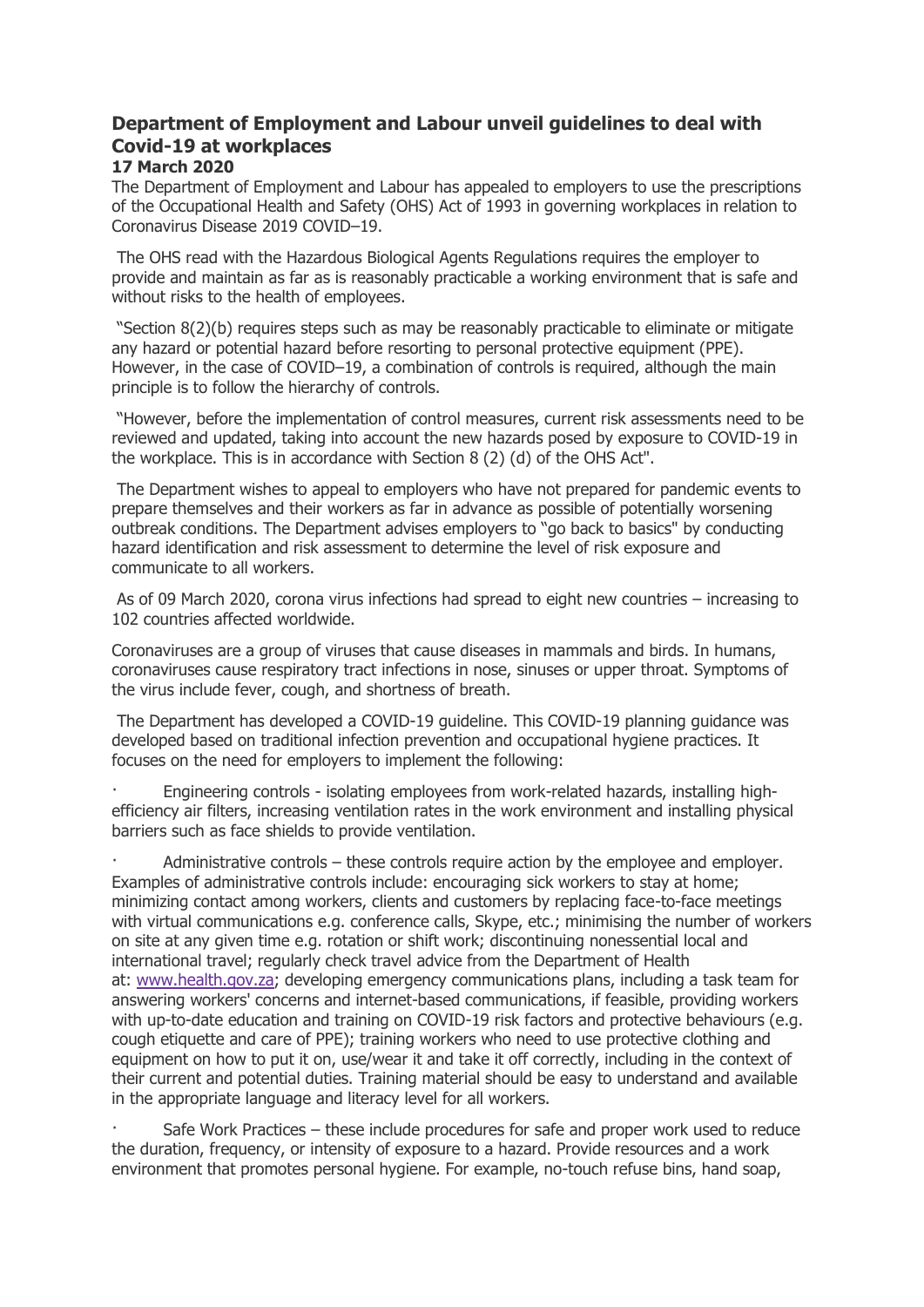# Department of Employment and Labour unveil guidelines to deal with Covid-19 at workplaces

**17 March 2020**

The Department of Employment and Labour has appealed to employers to use the prescriptions of the Occupational Health and Safety (OHS) Act of 1993 in governing workplaces in relation to Coronavirus Disease 2019 COVID–19.

The OHS read with the Hazardous Biological Agents Regulations requires the employer to provide and maintain as far as is reasonably practicable a working environment that is safe and without risks to the health of employees.

"Section 8(2)(b) requires steps such as may be reasonably practicable to eliminate or mitigate any hazard or potential hazard before resorting to personal protective equipment (PPE). However, in the case of COVID–19, a combination of controls is required, although the main principle is to follow the hierarchy of controls.

"However, before the implementation of control measures, current risk assessments need to be reviewed and updated, taking into account the new hazards posed by exposure to COVID-19 in the workplace. This is in accordance with Section 8 (2) (d) of the OHS Act".

The Department wishes to appeal to employers who have not prepared for pandemic events to prepare themselves and their workers as far in advance as possible of potentially worsening outbreak conditions. The Department advises employers to "go back to basics" by conducting hazard identification and risk assessment to determine the level of risk exposure and communicate to all workers.

As of 09 March 2020, corona virus infections had spread to eight new countries – increasing to 102 countries affected worldwide.

Coronaviruses are a group of viruses that cause diseases in mammals and birds. In humans, coronaviruses cause respiratory tract infections in nose, sinuses or upper throat. Symptoms of the virus include fever, cough, and shortness of breath.

The Department has developed a COVID-19 guideline. This COVID-19 planning guidance was developed based on traditional infection prevention and occupational hygiene practices. It focuses on the need for employers to implement the following:

- Engineering controls - isolating employees from work-related hazards, installing high-efficiency air filters, increasing ventilation rates in the work environment and installing physical barriers such as face shields to provide ventilation.
- Administrative controls – these controls require action by the employee and employer. Examples of administrative controls include: encouraging sick workers to stay at home; minimizing contact among workers, clients and customers by replacing face-to-face meetings with virtual communications e.g. conference calls, Skype, etc.; minimising the number of workers on site at any given time e.g. rotation or shift work; discontinuing nonessential local and international travel; regularly check travel advice from the Department of Health at: www.health.gov.za; developing emergency communications plans, including a task team for answering workers' concerns and internet-based communications, if feasible, providing workers with up-to-date education and training on COVID-19 risk factors and protective behaviours (e.g. cough etiquette and care of PPE); training workers who need to use protective clothing and equipment on how to put it on, use/wear it and take it off correctly, including in the context of their current and potential duties. Training material should be easy to understand and available in the appropriate language and literacy level for all workers.
- Safe Work Practices – these include procedures for safe and proper work used to reduce the duration, frequency, or intensity of exposure to a hazard. Provide resources and a work environment that promotes personal hygiene. For example, no-touch refuse bins, hand soap,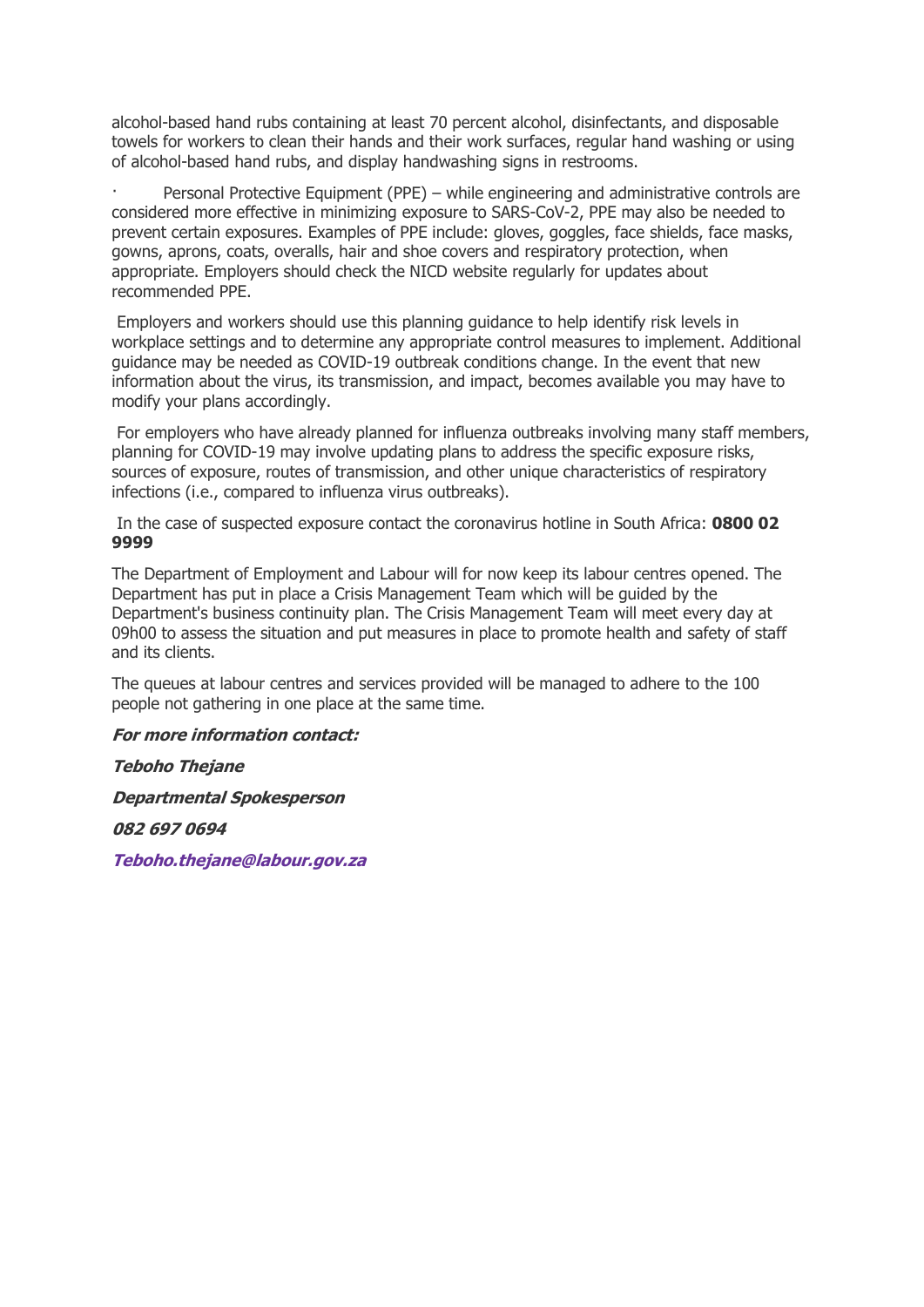alcohol-based hand rubs containing at least 70 percent alcohol, disinfectants, and disposable towels for workers to clean their hands and their work surfaces, regular hand washing or using of alcohol-based hand rubs, and display handwashing signs in restrooms.

- Personal Protective Equipment (PPE) – while engineering and administrative controls are considered more effective in minimizing exposure to SARS-CoV-2, PPE may also be needed to prevent certain exposures. Examples of PPE include: gloves, goggles, face shields, face masks, gowns, aprons, coats, overalls, hair and shoe covers and respiratory protection, when appropriate. Employers should check the NICD website regularly for updates about recommended PPE.

Employers and workers should use this planning guidance to help identify risk levels in workplace settings and to determine any appropriate control measures to implement. Additional guidance may be needed as COVID-19 outbreak conditions change. In the event that new information about the virus, its transmission, and impact, becomes available you may have to modify your plans accordingly.

For employers who have already planned for influenza outbreaks involving many staff members, planning for COVID-19 may involve updating plans to address the specific exposure risks, sources of exposure, routes of transmission, and other unique characteristics of respiratory infections (i.e., compared to influenza virus outbreaks).

In the case of suspected exposure contact the coronavirus hotline in South Africa: **0800 02 9999**

The Department of Employment and Labour will for now keep its labour centres opened. The Department has put in place a Crisis Management Team which will be guided by the Department's business continuity plan. The Crisis Management Team will meet every day at 09h00 to assess the situation and put measures in place to promote health and safety of staff and its clients.

The queues at labour centres and services provided will be managed to adhere to the 100 people not gathering in one place at the same time.

***For more information contact:***

***Teboho Thejane***

***Departmental Spokesperson***

***082 697 0694***

***Teboho.thejane@labour.gov.za***